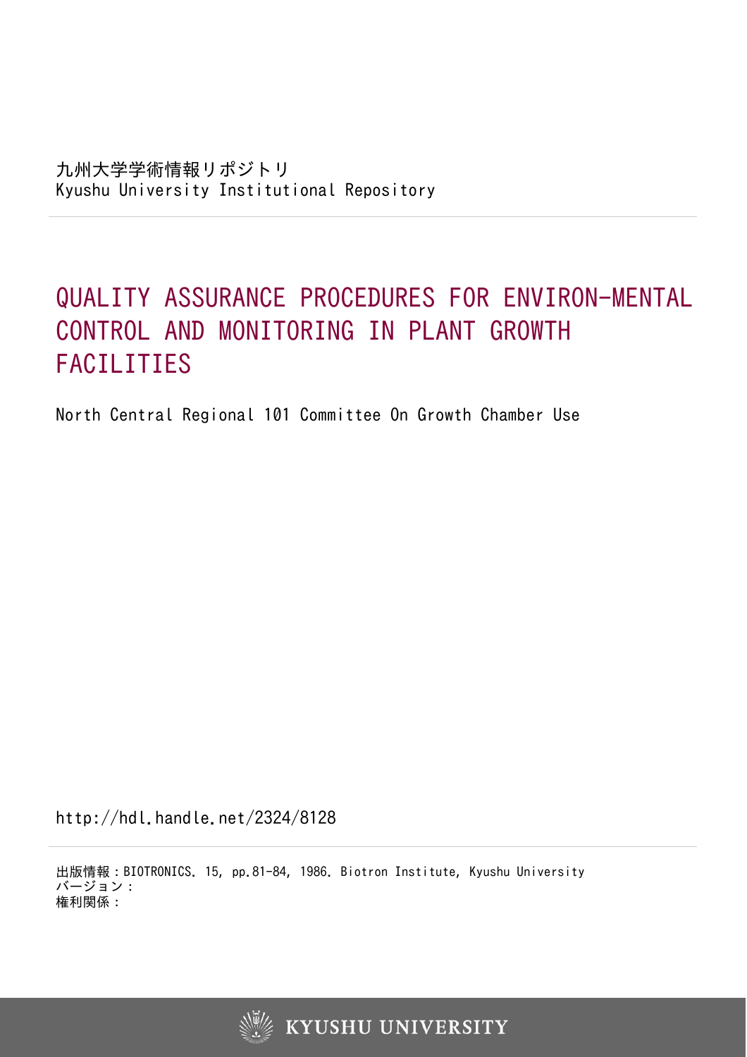九州大学学術情報リポジトリ
Kyushu University Institutional Repository

# QUALITY ASSURANCE PROCEDURES FOR ENVIRON-MENTAL CONTROL AND MONITORING IN PLANT GROWTH FACILITIES

North Central Regional 101 Committee On Growth Chamber Use

http://hdl.handle.net/2324/8128

出版情報：BIOTRONICS. 15, pp.81-84, 1986. Biotron Institute, Kyushu University
バージョン：
権利関係：

KYUSHU UNIVERSITY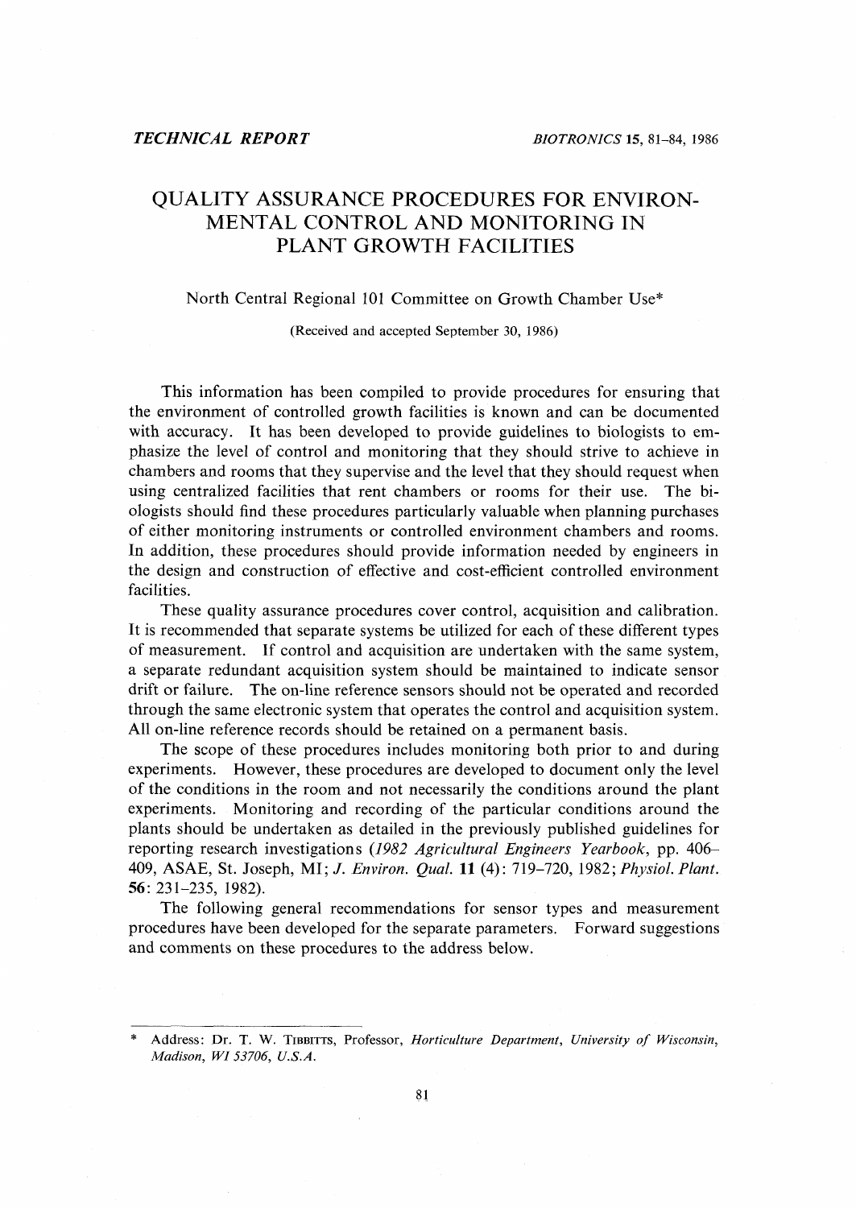# QUALITY ASSURANCE PROCEDURES FOR ENVIRONMENTAL CONTROL AND MONITORING IN PLANT GROWTH FACILITIES

North Central Regional 101 Committee on Growth Chamber Use*

(Received and accepted September 30, 1986)

This information has been compiled to provide procedures for ensuring that the environment of controlled growth facilities is known and can be documented with accuracy. It has been developed to provide guidelines to biologists to emphasize the level of control and monitoring that they should strive to achieve in chambers and rooms that they supervise and the level that they should request when using centralized facilities that rent chambers or rooms for their use. The biologists should find these procedures particularly valuable when planning purchases of either monitoring instruments or controlled environment chambers and rooms. In addition, these procedures should provide information needed by engineers in the design and construction of effective and cost-efficient controlled environment facilities.

These quality assurance procedures cover control, acquisition and calibration. It is recommended that separate systems be utilized for each of these different types of measurement. If control and acquisition are undertaken with the same system, a separate redundant acquisition system should be maintained to indicate sensor drift or failure. The on-line reference sensors should not be operated and recorded through the same electronic system that operates the control and acquisition system. All on-line reference records should be retained on a permanent basis.

The scope of these procedures includes monitoring both prior to and during experiments. However, these procedures are developed to document only the level of the conditions in the room and not necessarily the conditions around the plant experiments. Monitoring and recording of the particular conditions around the plants should be undertaken as detailed in the previously published guidelines for reporting research investigations (*1982 Agricultural Engineers Yearbook*, pp. 406–409, ASAE, St. Joseph, MI; *J. Environ. Qual.* **11** (4): 719–720, 1982; *Physiol. Plant.* **56**: 231–235, 1982).

The following general recommendations for sensor types and measurement procedures have been developed for the separate parameters. Forward suggestions and comments on these procedures to the address below.

---

\* Address: Dr. T. W. Tibbitts, Professor, *Horticulture Department, University of Wisconsin, Madison, WI 53706, U.S.A.*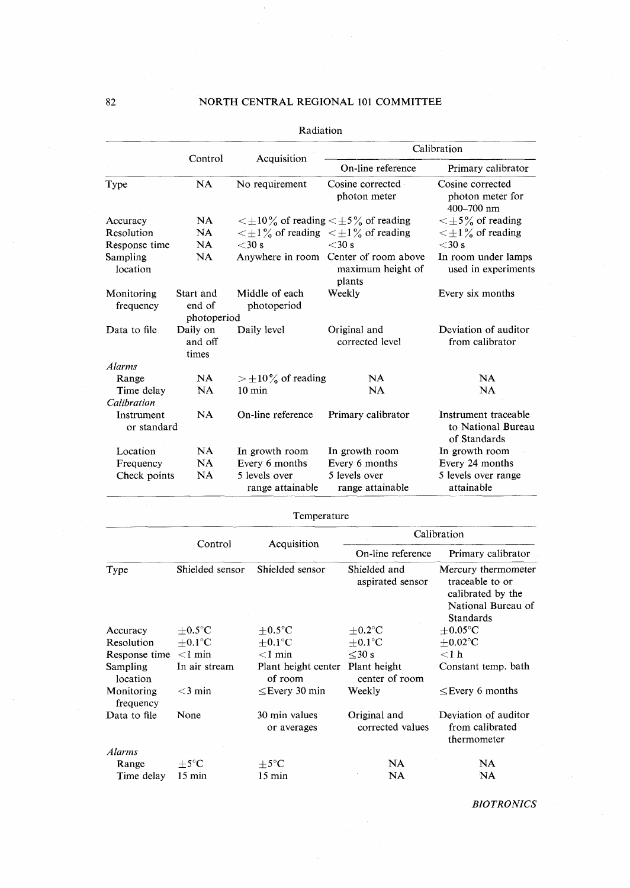Radiation

| | Control | Acquisition | Calibration | |
|---|---|---|---|---|
| | | | On-line reference | Primary calibrator |
| Type | NA | No requirement | Cosine corrected photon meter | Cosine corrected photon meter for 400–700 nm |
| Accuracy | NA | $<\pm 10\%$ of reading | $<\pm 5\%$ of reading | $<\pm 5\%$ of reading |
| Resolution | NA | $<\pm 1\%$ of reading | $<\pm 1\%$ of reading | $<\pm 1\%$ of reading |
| Response time | NA | $<$30 s | $<$30 s | $<$30 s |
| Sampling location | NA | Anywhere in room | Center of room above maximum height of plants | In room under lamps used in experiments |
| Monitoring frequency | Start and end of photoperiod | Middle of each photoperiod | Weekly | Every six months |
| Data to file | Daily on and off times | Daily level | Original and corrected level | Deviation of auditor from calibrator |
| *Alarms* | | | | |
| Range | NA | $>\pm 10\%$ of reading | NA | NA |
| Time delay | NA | 10 min | NA | NA |
| *Calibration* | | | | |
| Instrument or standard | NA | On-line reference | Primary calibrator | Instrument traceable to National Bureau of Standards |
| Location | NA | In growth room | In growth room | In growth room |
| Frequency | NA | Every 6 months | Every 6 months | Every 24 months |
| Check points | NA | 5 levels over range attainable | 5 levels over range attainable | 5 levels over range attainable |

Temperature

| | Control | Acquisition | Calibration | |
|---|---|---|---|---|
| | | | On-line reference | Primary calibrator |
| Type | Shielded sensor | Shielded sensor | Shielded and aspirated sensor | Mercury thermometer traceable to or calibrated by the National Bureau of Standards |
| Accuracy | $\pm$0.5°C | $\pm$0.5°C | $\pm$0.2°C | $\pm$0.05°C |
| Resolution | $\pm$0.1°C | $\pm$0.1°C | $\pm$0.1°C | $\pm$0.02°C |
| Response time | $<$1 min | $<$1 min | $\leq$30 s | $<$1 h |
| Sampling location | In air stream | Plant height center of room | Plant height center of room | Constant temp. bath |
| Monitoring frequency | $<$3 min | $\leq$Every 30 min | Weekly | $\leq$Every 6 months |
| Data to file | None | 30 min values or averages | Original and corrected values | Deviation of auditor from calibrated thermometer |
| *Alarms* | | | | |
| Range | $\pm$5°C | $\pm$5°C | NA | NA |
| Time delay | 15 min | 15 min | NA | NA |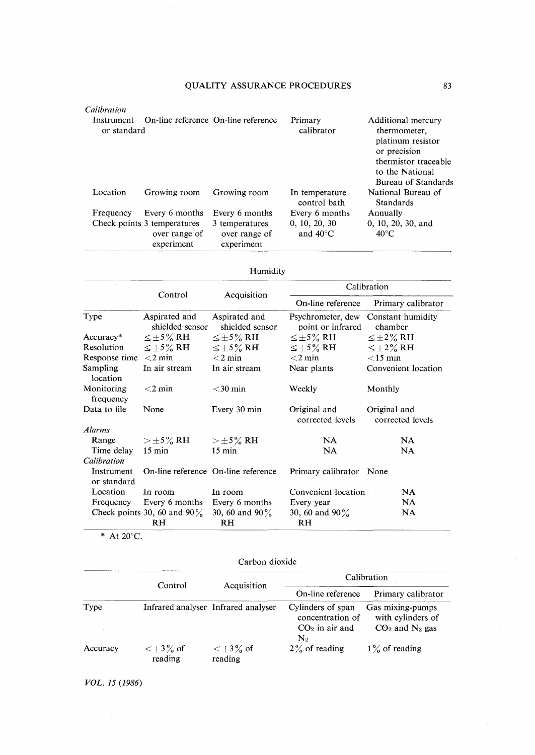| | | | | |
|---|---|---|---|---|
| *Calibration* | | | | |
| Instrument or standard | On-line reference | On-line reference | Primary calibrator | Additional mercury thermometer, platinum resistor or precision thermistor traceable to the National Bureau of Standards |
| Location | Growing room | Growing room | In temperature control bath | National Bureau of Standards |
| Frequency | Every 6 months | Every 6 months | Every 6 months | Annually |
| Check points | 3 temperatures over range of experiment | 3 temperatures over range of experiment | 0, 10, 20, 30 and 40°C | 0, 10, 20, 30, and 40°C |

Humidity

| | Control | Acquisition | Calibration | |
|---|---|---|---|---|
| | | | On-line reference | Primary calibrator |
| Type | Aspirated and shielded sensor | Aspirated and shielded sensor | Psychrometer, dew point or infrared | Constant humidity chamber |
| Accuracy* | $\leq\pm5\%$ RH | $\leq\pm5\%$ RH | $\leq\pm5\%$ RH | $\leq\pm2\%$ RH |
| Resolution | $\leq\pm5\%$ RH | $\leq\pm5\%$ RH | $\leq\pm5\%$ RH | $\leq\pm2\%$ RH |
| Response time | <2 min | <2 min | <2 min | <15 min |
| Sampling location | In air stream | In air stream | Near plants | Convenient location |
| Monitoring frequency | <2 min | <30 min | Weekly | Monthly |
| Data to file | None | Every 30 min | Original and corrected levels | Original and corrected levels |
| *Alarms* | | | | |
| Range | $>\pm5\%$ RH | $>\pm5\%$ RH | NA | NA |
| Time delay | 15 min | 15 min | NA | NA |
| *Calibration* | | | | |
| Instrument or standard | On-line reference | On-line reference | Primary calibrator | None |
| Location | In room | In room | Convenient location | NA |
| Frequency | Every 6 months | Every 6 months | Every year | NA |
| Check points | 30, 60 and 90% RH | 30, 60 and 90% RH | 30, 60 and 90% RH | NA |

\* At 20°C.

Carbon dioxide

| | Control | Acquisition | Calibration | |
|---|---|---|---|---|
| | | | On-line reference | Primary calibrator |
| Type | Infrared analyser | Infrared analyser | Cylinders of span concentration of $CO_2$ in air and $N_2$ | Gas mixing-pumps with cylinders of $CO_2$ and $N_2$ gas |
| Accuracy | $<\pm3\%$ of reading | $<\pm3\%$ of reading | 2% of reading | 1% of reading |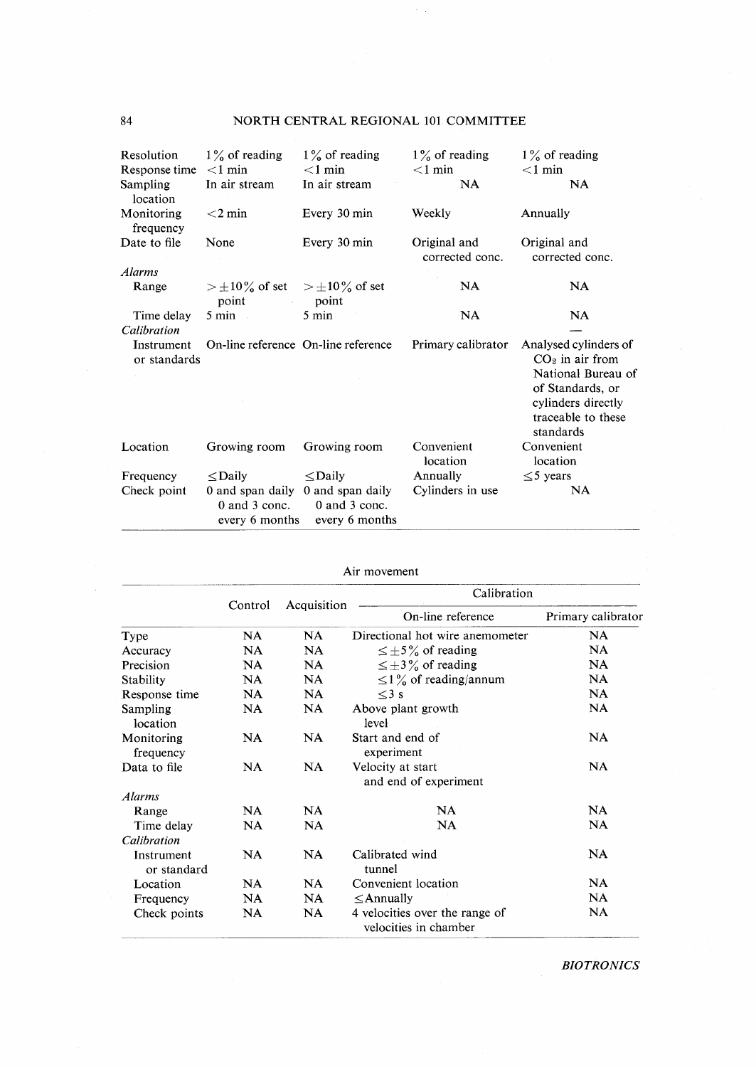| | | | | |
|---|---|---|---|---|
| Resolution | 1% of reading | 1% of reading | 1% of reading | 1% of reading |
| Response time | <1 min | <1 min | <1 min | <1 min |
| Sampling location | In air stream | In air stream | NA | NA |
| Monitoring frequency | <2 min | Every 30 min | Weekly | Annually |
| Date to file | None | Every 30 min | Original and corrected conc. | Original and corrected conc. |
| *Alarms* | | | | |
| Range | > ±10% of set point | > ±10% of set point | NA | NA |
| Time delay | 5 min | 5 min | NA | NA |
| *Calibration* | | | | — |
| Instrument or standards | On-line reference | On-line reference | Primary calibrator | Analysed cylinders of $CO_2$ in air from National Bureau of Standards, or cylinders directly traceable to these standards |
| Location | Growing room | Growing room | Convenient location | Convenient location |
| Frequency | ≤Daily | ≤Daily | Annually | ≤5 years |
| Check point | 0 and span daily 0 and 3 conc. every 6 months | 0 and span daily 0 and 3 conc. every 6 months | Cylinders in use | NA |

Air movement

| | Control | Acquisition | Calibration | |
|---|---|---|---|---|
| | | | On-line reference | Primary calibrator |
| Type | NA | NA | Directional hot wire anemometer | NA |
| Accuracy | NA | NA | ≤±5% of reading | NA |
| Precision | NA | NA | ≤±3% of reading | NA |
| Stability | NA | NA | ≤1% of reading/annum | NA |
| Response time | NA | NA | ≤3 s | NA |
| Sampling location | NA | NA | Above plant growth level | NA |
| Monitoring frequency | NA | NA | Start and end of experiment | NA |
| Data to file | NA | NA | Velocity at start and end of experiment | NA |
| *Alarms* | | | | |
| Range | NA | NA | NA | NA |
| Time delay | NA | NA | NA | NA |
| *Calibration* | | | | |
| Instrument or standard | NA | NA | Calibrated wind tunnel | NA |
| Location | NA | NA | Convenient location | NA |
| Frequency | NA | NA | ≤Annually | NA |
| Check points | NA | NA | 4 velocities over the range of velocities in chamber | NA |